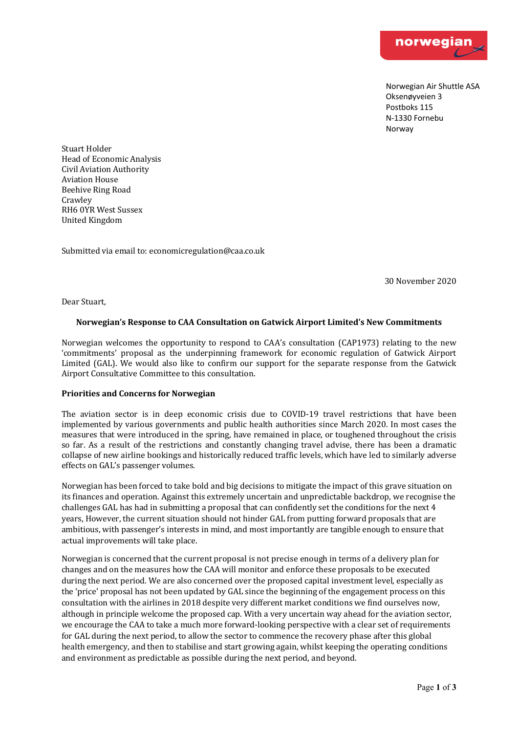norwegian

Norwegian Air Shuttle ASA
Oksenøyveien 3
Postboks 115
N-1330 Fornebu
Norway

Stuart Holder
Head of Economic Analysis
Civil Aviation Authority
Aviation House
Beehive Ring Road
Crawley
RH6 0YR West Sussex
United Kingdom

Submitted via email to: economicregulation@caa.co.uk

30 November 2020

Dear Stuart,

**Norwegian's Response to CAA Consultation on Gatwick Airport Limited's New Commitments**

Norwegian welcomes the opportunity to respond to CAA's consultation (CAP1973) relating to the new 'commitments' proposal as the underpinning framework for economic regulation of Gatwick Airport Limited (GAL). We would also like to confirm our support for the separate response from the Gatwick Airport Consultative Committee to this consultation.

**Priorities and Concerns for Norwegian**

The aviation sector is in deep economic crisis due to COVID-19 travel restrictions that have been implemented by various governments and public health authorities since March 2020. In most cases the measures that were introduced in the spring, have remained in place, or toughened throughout the crisis so far. As a result of the restrictions and constantly changing travel advise, there has been a dramatic collapse of new airline bookings and historically reduced traffic levels, which have led to similarly adverse effects on GAL's passenger volumes.

Norwegian has been forced to take bold and big decisions to mitigate the impact of this grave situation on its finances and operation. Against this extremely uncertain and unpredictable backdrop, we recognise the challenges GAL has had in submitting a proposal that can confidently set the conditions for the next 4 years, However, the current situation should not hinder GAL from putting forward proposals that are ambitious, with passenger's interests in mind, and most importantly are tangible enough to ensure that actual improvements will take place.

Norwegian is concerned that the current proposal is not precise enough in terms of a delivery plan for changes and on the measures how the CAA will monitor and enforce these proposals to be executed during the next period. We are also concerned over the proposed capital investment level, especially as the 'price' proposal has not been updated by GAL since the beginning of the engagement process on this consultation with the airlines in 2018 despite very different market conditions we find ourselves now, although in principle welcome the proposed cap. With a very uncertain way ahead for the aviation sector, we encourage the CAA to take a much more forward-looking perspective with a clear set of requirements for GAL during the next period, to allow the sector to commence the recovery phase after this global health emergency, and then to stabilise and start growing again, whilst keeping the operating conditions and environment as predictable as possible during the next period, and beyond.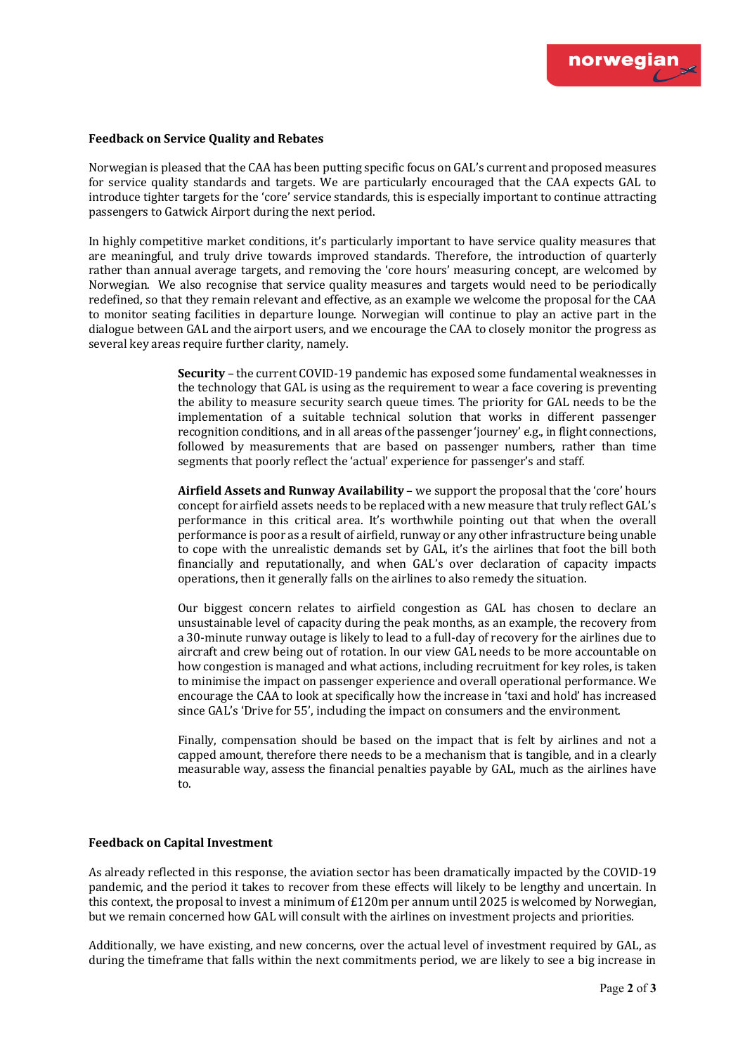**Feedback on Service Quality and Rebates**

Norwegian is pleased that the CAA has been putting specific focus on GAL's current and proposed measures for service quality standards and targets. We are particularly encouraged that the CAA expects GAL to introduce tighter targets for the 'core' service standards, this is especially important to continue attracting passengers to Gatwick Airport during the next period.

In highly competitive market conditions, it's particularly important to have service quality measures that are meaningful, and truly drive towards improved standards. Therefore, the introduction of quarterly rather than annual average targets, and removing the 'core hours' measuring concept, are welcomed by Norwegian. We also recognise that service quality measures and targets would need to be periodically redefined, so that they remain relevant and effective, as an example we welcome the proposal for the CAA to monitor seating facilities in departure lounge. Norwegian will continue to play an active part in the dialogue between GAL and the airport users, and we encourage the CAA to closely monitor the progress as several key areas require further clarity, namely.

> **Security** – the current COVID-19 pandemic has exposed some fundamental weaknesses in the technology that GAL is using as the requirement to wear a face covering is preventing the ability to measure security search queue times. The priority for GAL needs to be the implementation of a suitable technical solution that works in different passenger recognition conditions, and in all areas of the passenger 'journey' e.g., in flight connections, followed by measurements that are based on passenger numbers, rather than time segments that poorly reflect the 'actual' experience for passenger's and staff.
>
> **Airfield Assets and Runway Availability** – we support the proposal that the 'core' hours concept for airfield assets needs to be replaced with a new measure that truly reflect GAL's performance in this critical area. It's worthwhile pointing out that when the overall performance is poor as a result of airfield, runway or any other infrastructure being unable to cope with the unrealistic demands set by GAL, it's the airlines that foot the bill both financially and reputationally, and when GAL's over declaration of capacity impacts operations, then it generally falls on the airlines to also remedy the situation.
>
> Our biggest concern relates to airfield congestion as GAL has chosen to declare an unsustainable level of capacity during the peak months, as an example, the recovery from a 30-minute runway outage is likely to lead to a full-day of recovery for the airlines due to aircraft and crew being out of rotation. In our view GAL needs to be more accountable on how congestion is managed and what actions, including recruitment for key roles, is taken to minimise the impact on passenger experience and overall operational performance. We encourage the CAA to look at specifically how the increase in 'taxi and hold' has increased since GAL's 'Drive for 55', including the impact on consumers and the environment.
>
> Finally, compensation should be based on the impact that is felt by airlines and not a capped amount, therefore there needs to be a mechanism that is tangible, and in a clearly measurable way, assess the financial penalties payable by GAL, much as the airlines have to.

**Feedback on Capital Investment**

As already reflected in this response, the aviation sector has been dramatically impacted by the COVID-19 pandemic, and the period it takes to recover from these effects will likely to be lengthy and uncertain. In this context, the proposal to invest a minimum of £120m per annum until 2025 is welcomed by Norwegian, but we remain concerned how GAL will consult with the airlines on investment projects and priorities.

Additionally, we have existing, and new concerns, over the actual level of investment required by GAL, as during the timeframe that falls within the next commitments period, we are likely to see a big increase in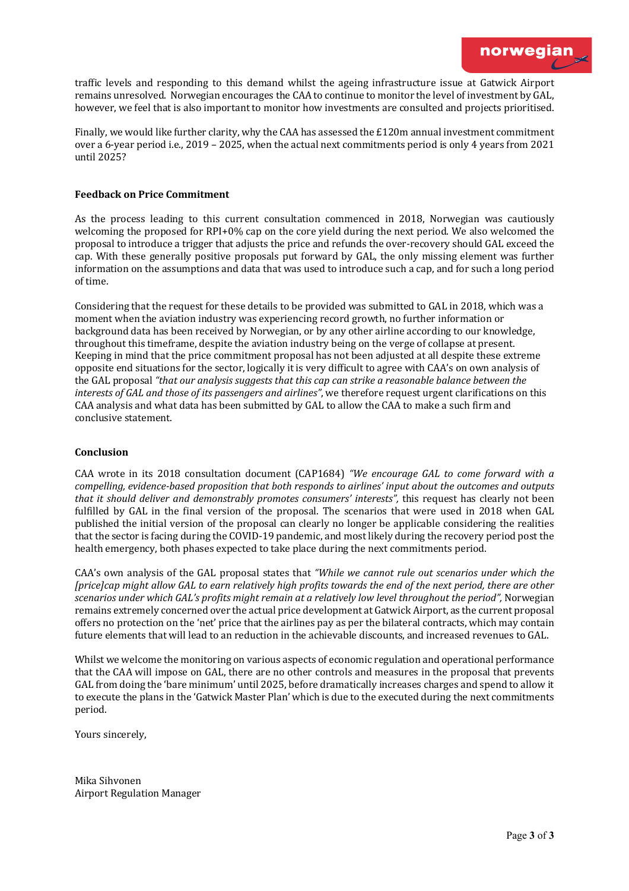traffic levels and responding to this demand whilst the ageing infrastructure issue at Gatwick Airport remains unresolved. Norwegian encourages the CAA to continue to monitor the level of investment by GAL, however, we feel that is also important to monitor how investments are consulted and projects prioritised.

Finally, we would like further clarity, why the CAA has assessed the £120m annual investment commitment over a 6-year period i.e., 2019 – 2025, when the actual next commitments period is only 4 years from 2021 until 2025?

**Feedback on Price Commitment**

As the process leading to this current consultation commenced in 2018, Norwegian was cautiously welcoming the proposed for RPI+0% cap on the core yield during the next period. We also welcomed the proposal to introduce a trigger that adjusts the price and refunds the over-recovery should GAL exceed the cap. With these generally positive proposals put forward by GAL, the only missing element was further information on the assumptions and data that was used to introduce such a cap, and for such a long period of time.

Considering that the request for these details to be provided was submitted to GAL in 2018, which was a moment when the aviation industry was experiencing record growth, no further information or background data has been received by Norwegian, or by any other airline according to our knowledge, throughout this timeframe, despite the aviation industry being on the verge of collapse at present. Keeping in mind that the price commitment proposal has not been adjusted at all despite these extreme opposite end situations for the sector, logically it is very difficult to agree with CAA's on own analysis of the GAL proposal *"that our analysis suggests that this cap can strike a reasonable balance between the interests of GAL and those of its passengers and airlines"*, we therefore request urgent clarifications on this CAA analysis and what data has been submitted by GAL to allow the CAA to make a such firm and conclusive statement.

**Conclusion**

CAA wrote in its 2018 consultation document (CAP1684) *"We encourage GAL to come forward with a compelling, evidence-based proposition that both responds to airlines' input about the outcomes and outputs that it should deliver and demonstrably promotes consumers' interests",* this request has clearly not been fulfilled by GAL in the final version of the proposal. The scenarios that were used in 2018 when GAL published the initial version of the proposal can clearly no longer be applicable considering the realities that the sector is facing during the COVID-19 pandemic, and most likely during the recovery period post the health emergency, both phases expected to take place during the next commitments period.

CAA's own analysis of the GAL proposal states that *"While we cannot rule out scenarios under which the [price]cap might allow GAL to earn relatively high profits towards the end of the next period, there are other scenarios under which GAL's profits might remain at a relatively low level throughout the period",* Norwegian remains extremely concerned over the actual price development at Gatwick Airport, as the current proposal offers no protection on the 'net' price that the airlines pay as per the bilateral contracts, which may contain future elements that will lead to an reduction in the achievable discounts, and increased revenues to GAL.

Whilst we welcome the monitoring on various aspects of economic regulation and operational performance that the CAA will impose on GAL, there are no other controls and measures in the proposal that prevents GAL from doing the 'bare minimum' until 2025, before dramatically increases charges and spend to allow it to execute the plans in the 'Gatwick Master Plan' which is due to the executed during the next commitments period.

Yours sincerely,

Mika Sihvonen
Airport Regulation Manager